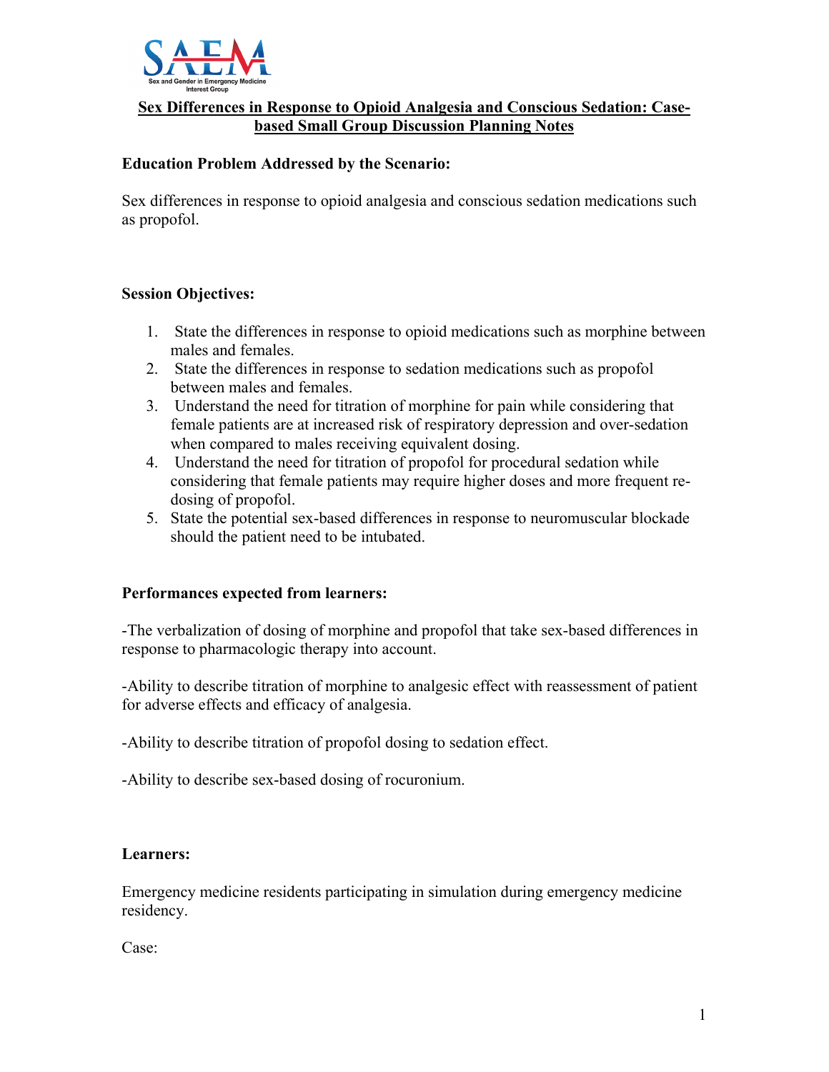# Sex Differences in Response to Opioid Analgesia and Conscious Sedation: Case-based Small Group Discussion Planning Notes

**Education Problem Addressed by the Scenario:**

Sex differences in response to opioid analgesia and conscious sedation medications such as propofol.

**Session Objectives:**

1. State the differences in response to opioid medications such as morphine between males and females.
2. State the differences in response to sedation medications such as propofol between males and females.
3. Understand the need for titration of morphine for pain while considering that female patients are at increased risk of respiratory depression and over-sedation when compared to males receiving equivalent dosing.
4. Understand the need for titration of propofol for procedural sedation while considering that female patients may require higher doses and more frequent re-dosing of propofol.
5. State the potential sex-based differences in response to neuromuscular blockade should the patient need to be intubated.

**Performances expected from learners:**

-The verbalization of dosing of morphine and propofol that take sex-based differences in response to pharmacologic therapy into account.

-Ability to describe titration of morphine to analgesic effect with reassessment of patient for adverse effects and efficacy of analgesia.

-Ability to describe titration of propofol dosing to sedation effect.

-Ability to describe sex-based dosing of rocuronium.

**Learners:**

Emergency medicine residents participating in simulation during emergency medicine residency.

Case: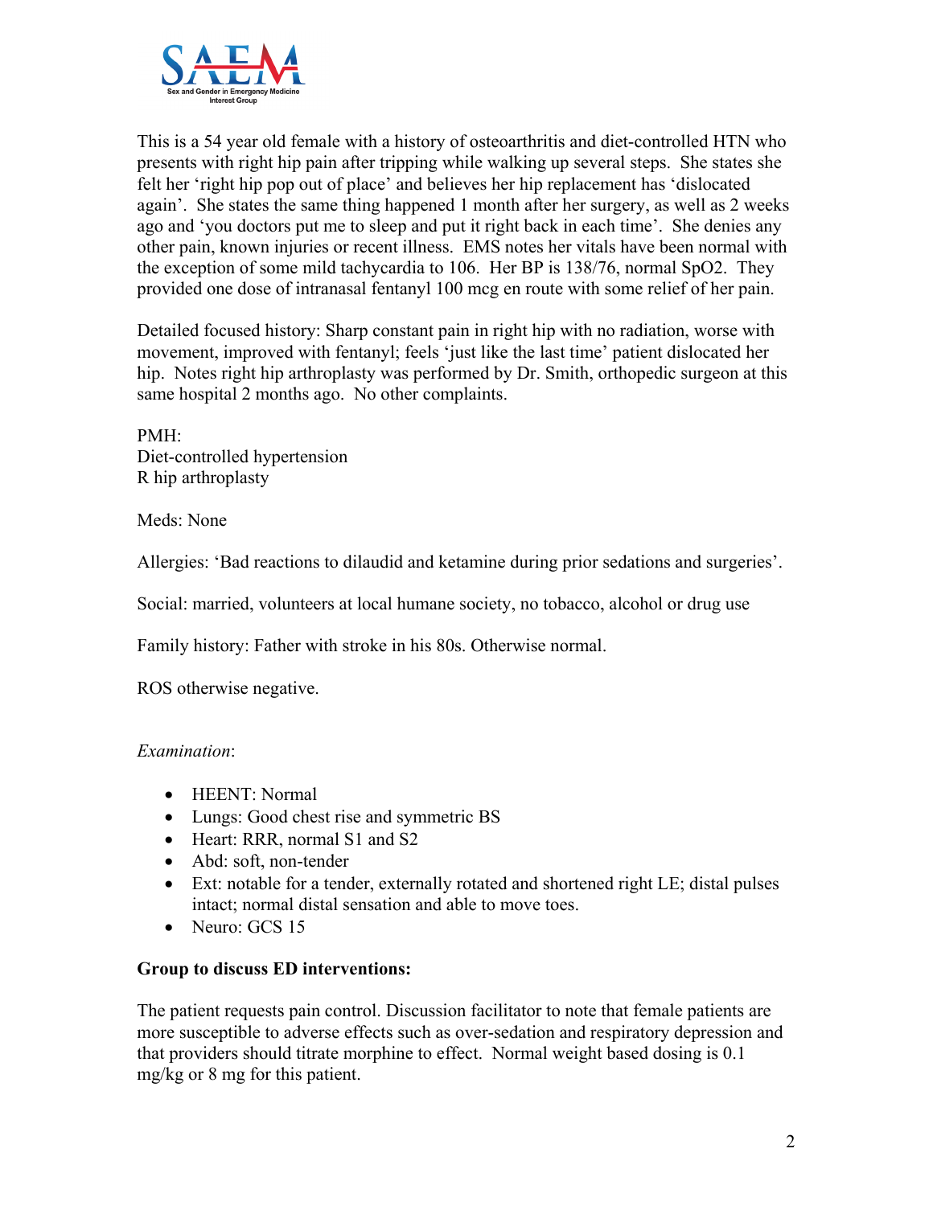This is a 54 year old female with a history of osteoarthritis and diet-controlled HTN who presents with right hip pain after tripping while walking up several steps. She states she felt her 'right hip pop out of place' and believes her hip replacement has 'dislocated again'. She states the same thing happened 1 month after her surgery, as well as 2 weeks ago and 'you doctors put me to sleep and put it right back in each time'. She denies any other pain, known injuries or recent illness. EMS notes her vitals have been normal with the exception of some mild tachycardia to 106. Her BP is 138/76, normal SpO2. They provided one dose of intranasal fentanyl 100 mcg en route with some relief of her pain.

Detailed focused history: Sharp constant pain in right hip with no radiation, worse with movement, improved with fentanyl; feels 'just like the last time' patient dislocated her hip. Notes right hip arthroplasty was performed by Dr. Smith, orthopedic surgeon at this same hospital 2 months ago. No other complaints.

PMH:
Diet-controlled hypertension
R hip arthroplasty

Meds: None

Allergies: 'Bad reactions to dilaudid and ketamine during prior sedations and surgeries'.

Social: married, volunteers at local humane society, no tobacco, alcohol or drug use

Family history: Father with stroke in his 80s. Otherwise normal.

ROS otherwise negative.

*Examination*:

- HEENT: Normal
- Lungs: Good chest rise and symmetric BS
- Heart: RRR, normal S1 and S2
- Abd: soft, non-tender
- Ext: notable for a tender, externally rotated and shortened right LE; distal pulses intact; normal distal sensation and able to move toes.
- Neuro: GCS 15

**Group to discuss ED interventions:**

The patient requests pain control. Discussion facilitator to note that female patients are more susceptible to adverse effects such as over-sedation and respiratory depression and that providers should titrate morphine to effect. Normal weight based dosing is 0.1 mg/kg or 8 mg for this patient.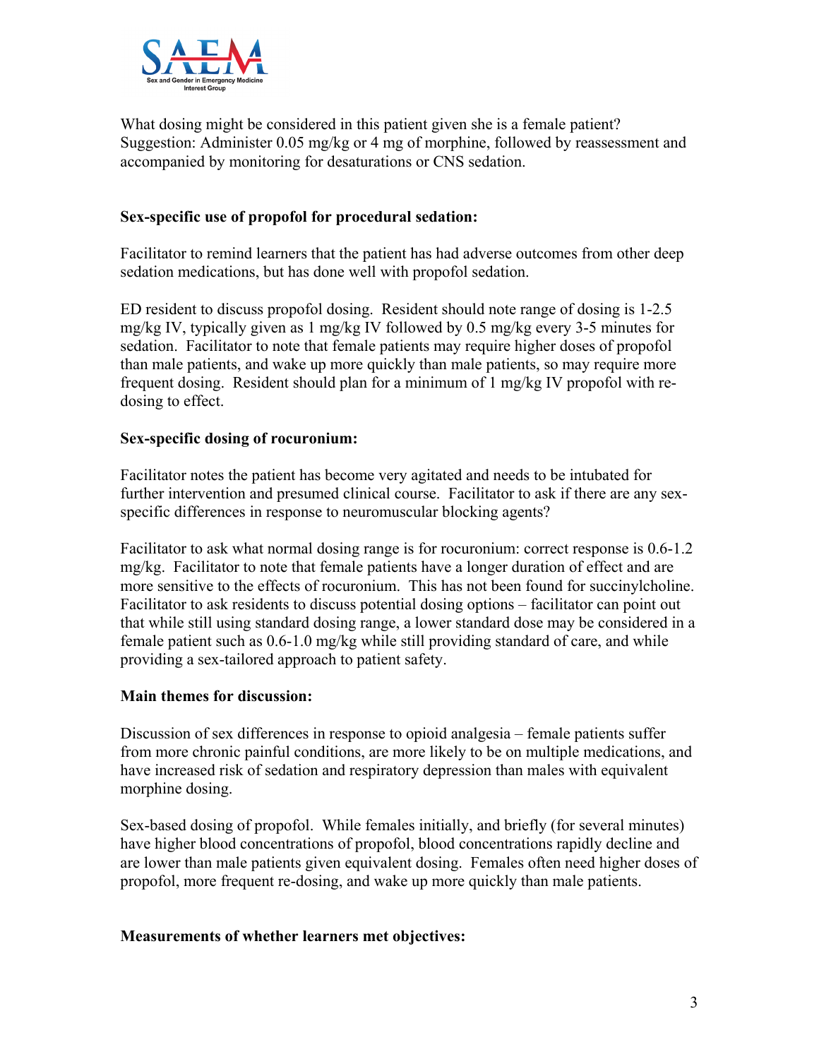What dosing might be considered in this patient given she is a female patient? Suggestion: Administer 0.05 mg/kg or 4 mg of morphine, followed by reassessment and accompanied by monitoring for desaturations or CNS sedation.

**Sex-specific use of propofol for procedural sedation:**

Facilitator to remind learners that the patient has had adverse outcomes from other deep sedation medications, but has done well with propofol sedation.

ED resident to discuss propofol dosing. Resident should note range of dosing is 1-2.5 mg/kg IV, typically given as 1 mg/kg IV followed by 0.5 mg/kg every 3-5 minutes for sedation. Facilitator to note that female patients may require higher doses of propofol than male patients, and wake up more quickly than male patients, so may require more frequent dosing. Resident should plan for a minimum of 1 mg/kg IV propofol with re-dosing to effect.

**Sex-specific dosing of rocuronium:**

Facilitator notes the patient has become very agitated and needs to be intubated for further intervention and presumed clinical course. Facilitator to ask if there are any sex-specific differences in response to neuromuscular blocking agents?

Facilitator to ask what normal dosing range is for rocuronium: correct response is 0.6-1.2 mg/kg. Facilitator to note that female patients have a longer duration of effect and are more sensitive to the effects of rocuronium. This has not been found for succinylcholine. Facilitator to ask residents to discuss potential dosing options – facilitator can point out that while still using standard dosing range, a lower standard dose may be considered in a female patient such as 0.6-1.0 mg/kg while still providing standard of care, and while providing a sex-tailored approach to patient safety.

**Main themes for discussion:**

Discussion of sex differences in response to opioid analgesia – female patients suffer from more chronic painful conditions, are more likely to be on multiple medications, and have increased risk of sedation and respiratory depression than males with equivalent morphine dosing.

Sex-based dosing of propofol. While females initially, and briefly (for several minutes) have higher blood concentrations of propofol, blood concentrations rapidly decline and are lower than male patients given equivalent dosing. Females often need higher doses of propofol, more frequent re-dosing, and wake up more quickly than male patients.

**Measurements of whether learners met objectives:**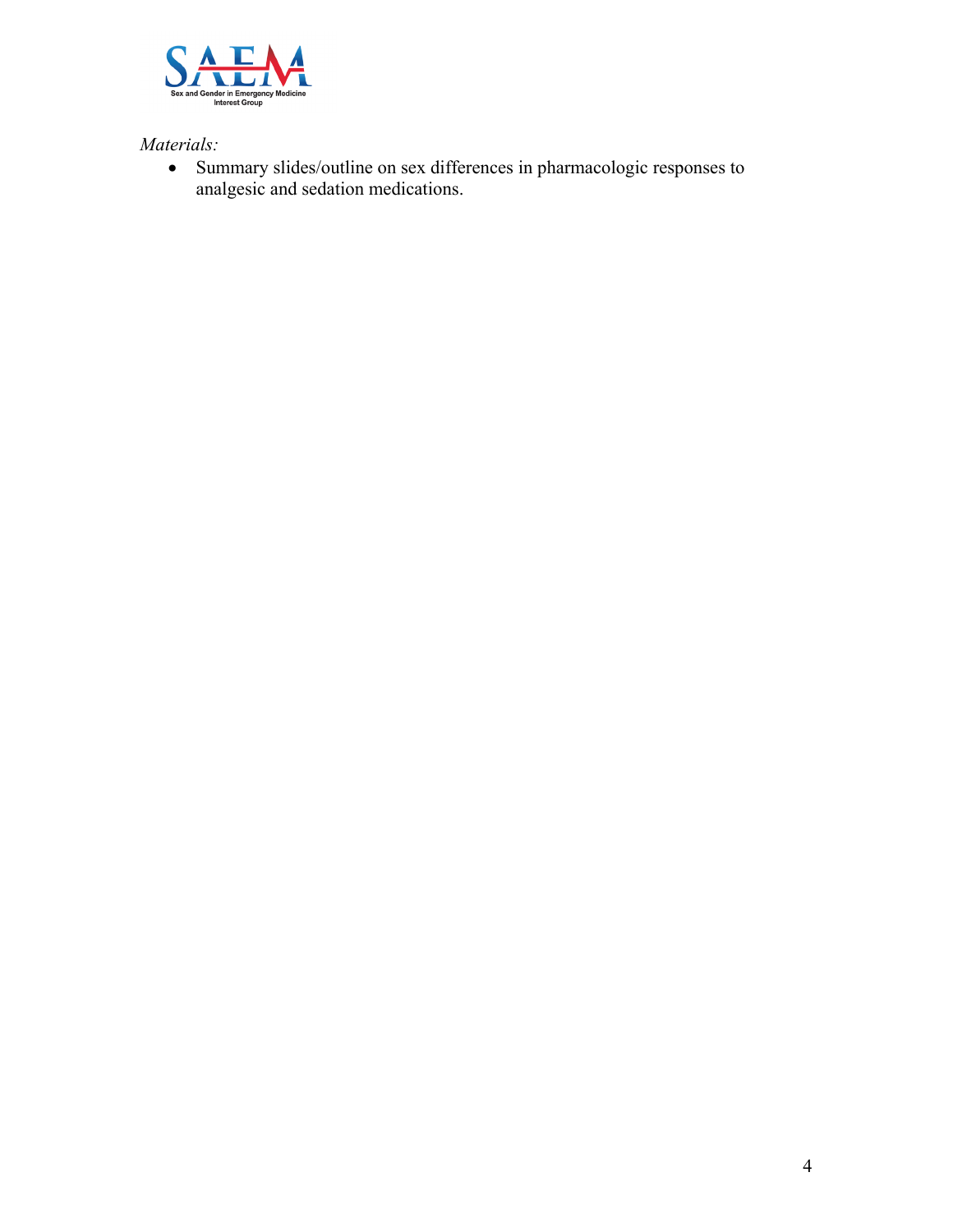*Materials:*

- Summary slides/outline on sex differences in pharmacologic responses to analgesic and sedation medications.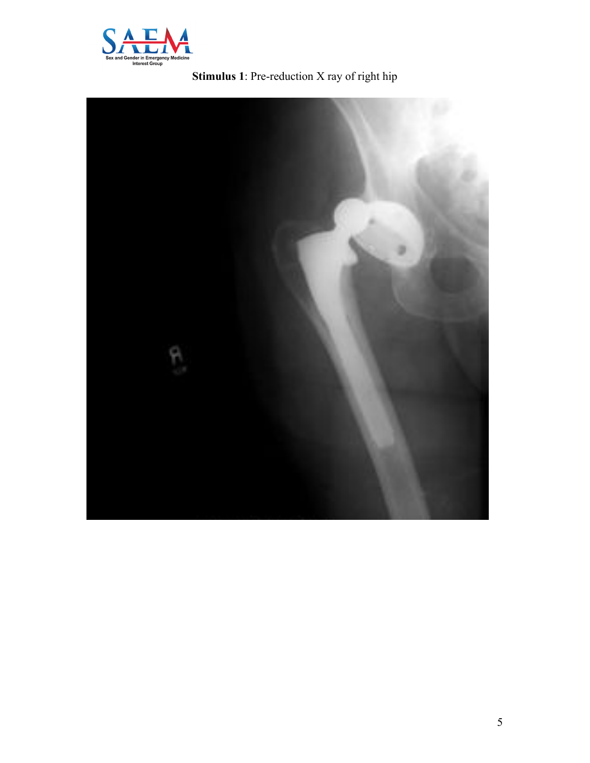**Stimulus 1**: Pre-reduction X ray of right hip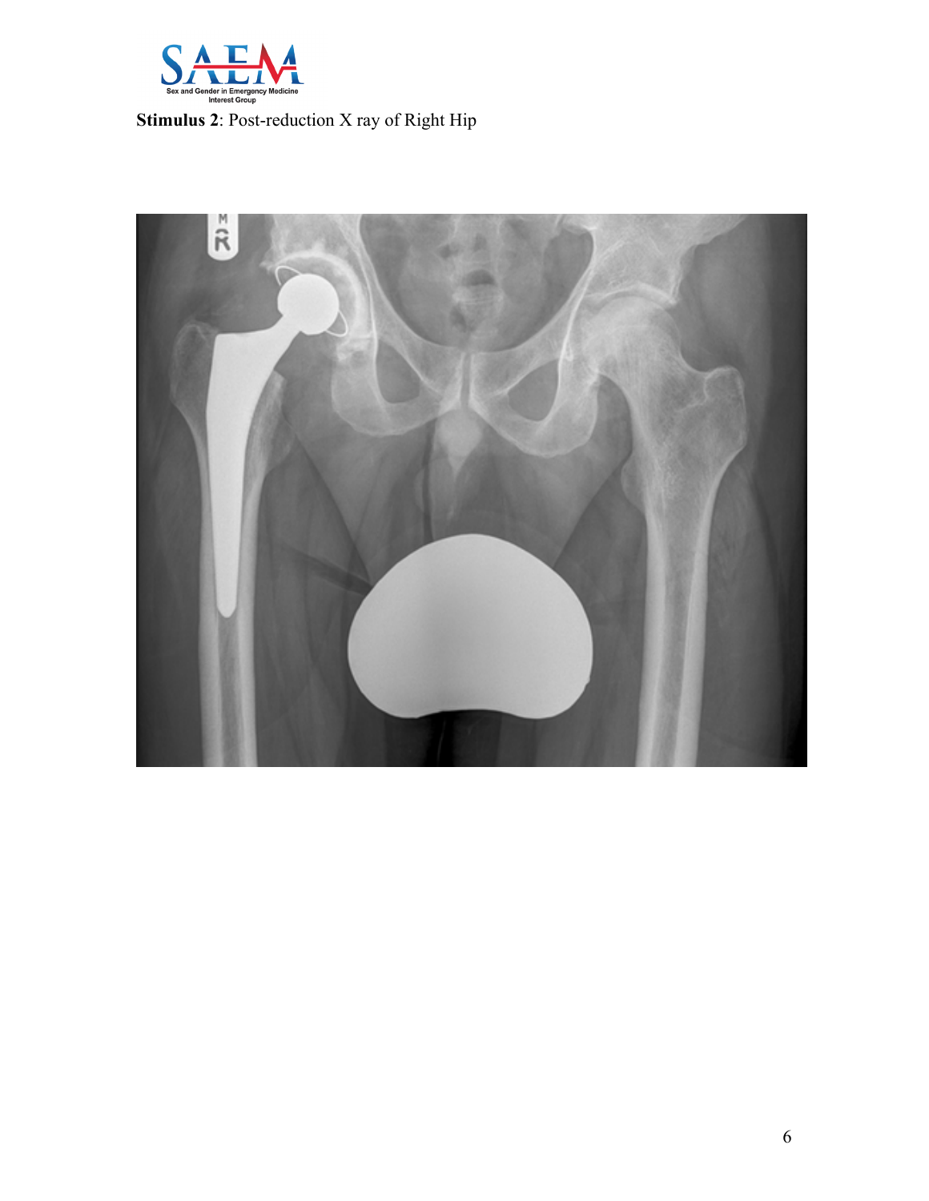**Stimulus 2**: Post-reduction X ray of Right Hip